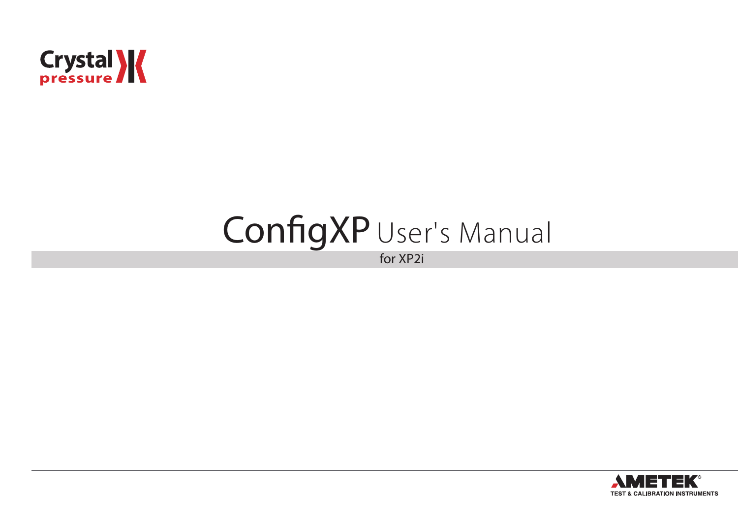Crystal pressure

# ConfigXP User's Manual

for XP2i

AMETEK®
TEST & CALIBRATION INSTRUMENTS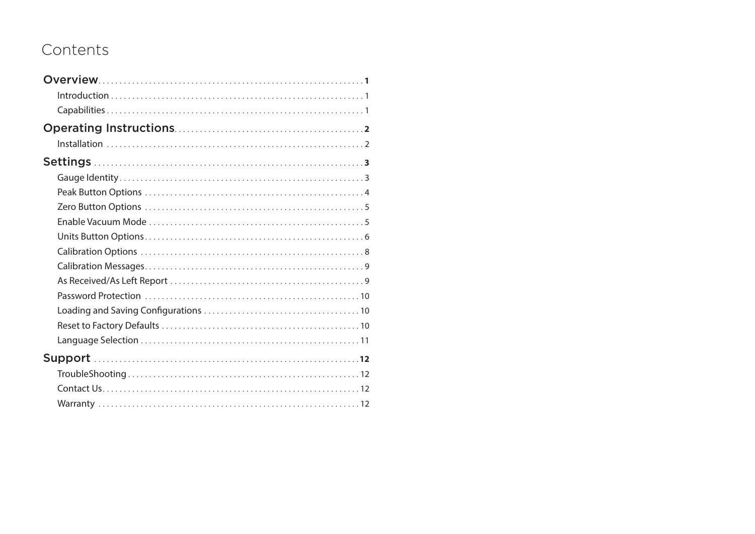# Contents

**Overview** .......... **1**
- Introduction .......... 1
- Capabilities .......... 1

**Operating Instructions** .......... **2**
- Installation .......... 2

**Settings** .......... **3**
- Gauge Identity .......... 3
- Peak Button Options .......... 4
- Zero Button Options .......... 5
- Enable Vacuum Mode .......... 5
- Units Button Options .......... 6
- Calibration Options .......... 8
- Calibration Messages .......... 9
- As Received/As Left Report .......... 9
- Password Protection .......... 10
- Loading and Saving Configurations .......... 10
- Reset to Factory Defaults .......... 10
- Language Selection .......... 11

**Support** .......... **12**
- TroubleShooting .......... 12
- Contact Us .......... 12
- Warranty .......... 12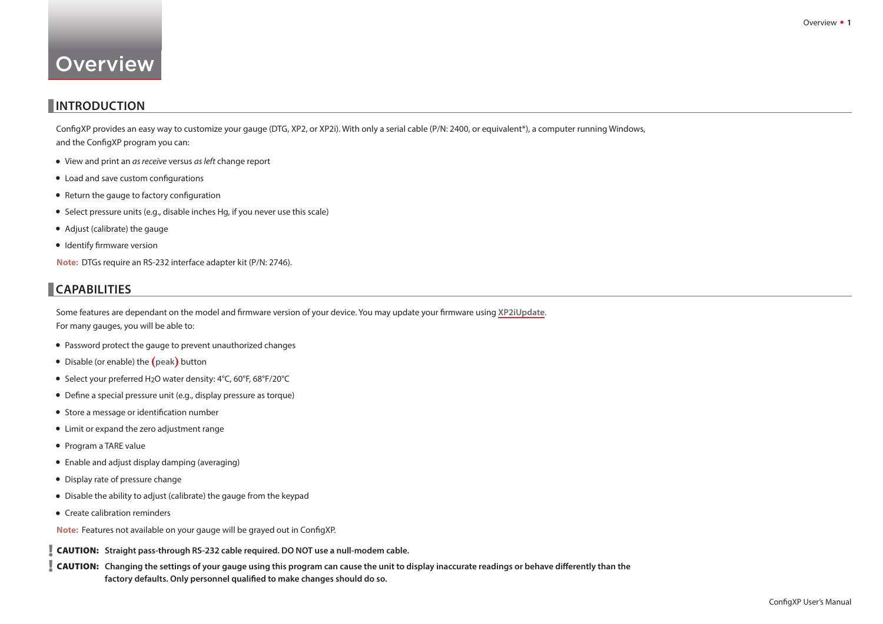# Overview

## INTRODUCTION

ConfigXP provides an easy way to customize your gauge (DTG, XP2, or XP2i). With only a serial cable (P/N: 2400, or equivalent*), a computer running Windows, and the ConfigXP program you can:

- View and print an *as receive* versus *as left* change report
- Load and save custom configurations
- Return the gauge to factory configuration
- Select pressure units (e.g., disable inches Hg, if you never use this scale)
- Adjust (calibrate) the gauge
- Identify firmware version

**Note:** DTGs require an RS-232 interface adapter kit (P/N: 2746).

## CAPABILITIES

Some features are dependant on the model and firmware version of your device. You may update your firmware using **XP2iUpdate**.
For many gauges, you will be able to:

- Password protect the gauge to prevent unauthorized changes
- Disable (or enable) the **(peak)** button
- Select your preferred $H_2O$ water density: 4°C, 60°F, 68°F/20°C
- Define a special pressure unit (e.g., display pressure as torque)
- Store a message or identification number
- Limit or expand the zero adjustment range
- Program a TARE value
- Enable and adjust display damping (averaging)
- Display rate of pressure change
- Disable the ability to adjust (calibrate) the gauge from the keypad
- Create calibration reminders

**Note:** Features not available on your gauge will be grayed out in ConfigXP.

**! CAUTION: Straight pass-through RS-232 cable required. DO NOT use a null-modem cable.**

**! CAUTION: Changing the settings of your gauge using this program can cause the unit to display inaccurate readings or behave differently than the factory defaults. Only personnel qualified to make changes should do so.**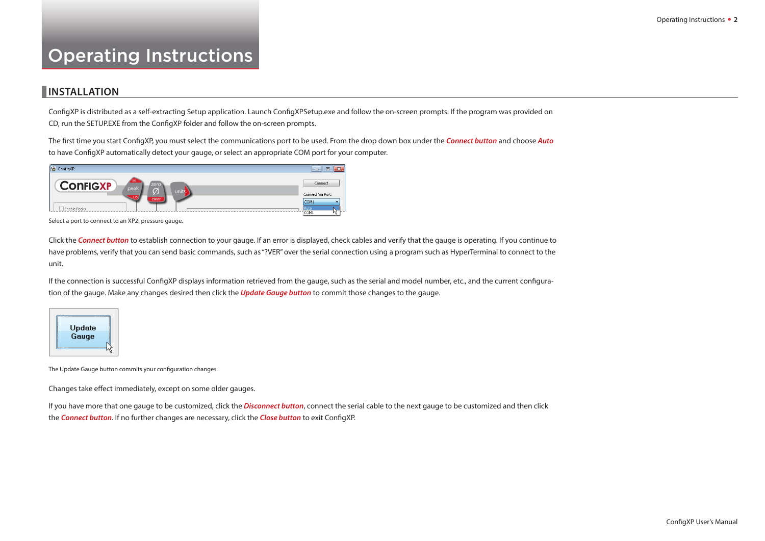# Operating Instructions

## INSTALLATION

ConfigXP is distributed as a self-extracting Setup application. Launch ConfigXPSetup.exe and follow the on-screen prompts. If the program was provided on CD, run the SETUP.EXE from the ConfigXP folder and follow the on-screen prompts.

The first time you start ConfigXP, you must select the communications port to be used. From the drop down box under the ***Connect button*** and choose ***Auto*** to have ConfigXP automatically detect your gauge, or select an appropriate COM port for your computer.

Select a port to connect to an XP2i pressure gauge.

Click the ***Connect button*** to establish connection to your gauge. If an error is displayed, check cables and verify that the gauge is operating. If you continue to have problems, verify that you can send basic commands, such as "?VER" over the serial connection using a program such as HyperTerminal to connect to the unit.

If the connection is successful ConfigXP displays information retrieved from the gauge, such as the serial and model number, etc., and the current configuration of the gauge. Make any changes desired then click the ***Update Gauge button*** to commit those changes to the gauge.

The Update Gauge button commits your configuration changes.

Changes take effect immediately, except on some older gauges.

If you have more that one gauge to be customized, click the ***Disconnect button***, connect the serial cable to the next gauge to be customized and then click the ***Connect button***. If no further changes are necessary, click the ***Close button*** to exit ConfigXP.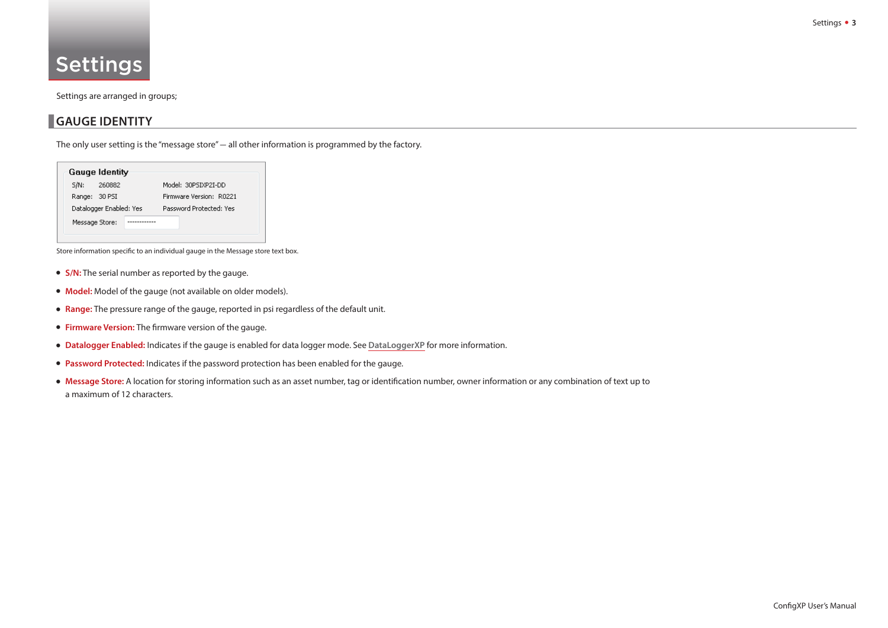# Settings

Settings are arranged in groups;

## GAUGE IDENTITY

The only user setting is the "message store" — all other information is programmed by the factory.

**Gauge Identity**

| | |
|---|---|
| S/N: 260882 | Model: 30PSIXP2I-DD |
| Range: 30 PSI | Firmware Version: R0221 |
| Datalogger Enabled: Yes | Password Protected: Yes |
| Message Store: ------------ | |

Store information specific to an individual gauge in the Message store text box.

- **S/N:** The serial number as reported by the gauge.
- **Model:** Model of the gauge (not available on older models).
- **Range:** The pressure range of the gauge, reported in psi regardless of the default unit.
- **Firmware Version:** The firmware version of the gauge.
- **Datalogger Enabled:** Indicates if the gauge is enabled for data logger mode. See **DataLoggerXP** for more information.
- **Password Protected:** Indicates if the password protection has been enabled for the gauge.
- **Message Store:** A location for storing information such as an asset number, tag or identification number, owner information or any combination of text up to a maximum of 12 characters.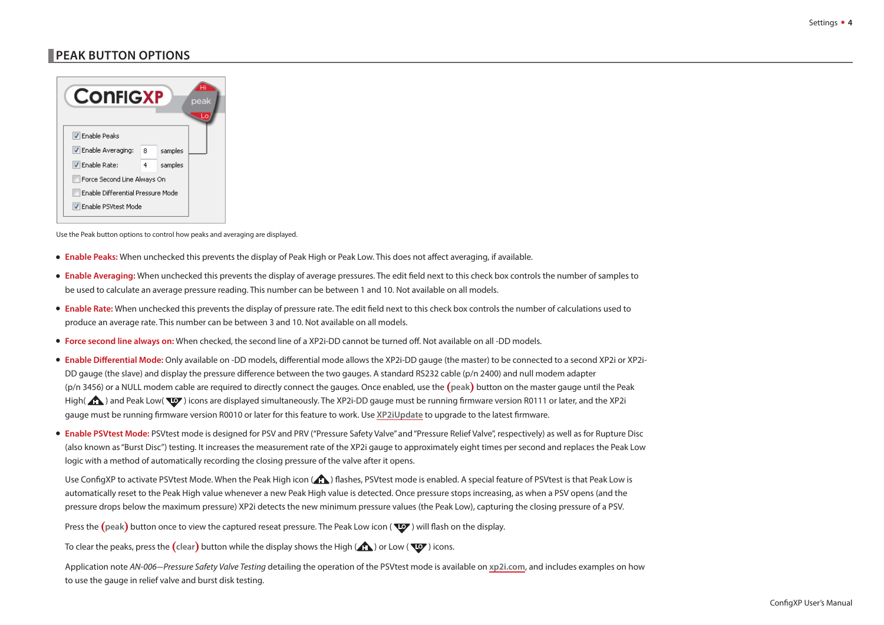## PEAK BUTTON OPTIONS

Use the Peak button options to control how peaks and averaging are displayed.

- **Enable Peaks:** When unchecked this prevents the display of Peak High or Peak Low. This does not affect averaging, if available.
- **Enable Averaging:** When unchecked this prevents the display of average pressures. The edit field next to this check box controls the number of samples to be used to calculate an average pressure reading. This number can be between 1 and 10. Not available on all models.
- **Enable Rate:** When unchecked this prevents the display of pressure rate. The edit field next to this check box controls the number of calculations used to produce an average rate. This number can be between 3 and 10. Not available on all models.
- **Force second line always on:** When checked, the second line of a XP2i-DD cannot be turned off. Not available on all -DD models.
- **Enable Differential Mode:** Only available on -DD models, differential mode allows the XP2i-DD gauge (the master) to be connected to a second XP2i or XP2i-DD gauge (the slave) and display the pressure difference between the two gauges. A standard RS232 cable (p/n 2400) and null modem adapter (p/n 3456) or a NULL modem cable are required to directly connect the gauges. Once enabled, use the (peak) button on the master gauge until the Peak High( HI ) and Peak Low( LO ) icons are displayed simultaneously. The XP2i-DD gauge must be running firmware version R0111 or later, and the XP2i gauge must be running firmware version R0010 or later for this feature to work. Use XP2iUpdate to upgrade to the latest firmware.
- **Enable PSVtest Mode:** PSVtest mode is designed for PSV and PRV ("Pressure Safety Valve" and "Pressure Relief Valve", respectively) as well as for Rupture Disc (also known as "Burst Disc") testing. It increases the measurement rate of the XP2i gauge to approximately eight times per second and replaces the Peak Low logic with a method of automatically recording the closing pressure of the valve after it opens.

  Use ConfigXP to activate PSVtest Mode. When the Peak High icon ( HI ) flashes, PSVtest mode is enabled. A special feature of PSVtest is that Peak Low is automatically reset to the Peak High value whenever a new Peak High value is detected. Once pressure stops increasing, as when a PSV opens (and the pressure drops below the maximum pressure) XP2i detects the new minimum pressure values (the Peak Low), capturing the closing pressure of a PSV.

  Press the (peak) button once to view the captured reseat pressure. The Peak Low icon ( LO ) will flash on the display.

  To clear the peaks, press the (clear) button while the display shows the High ( HI ) or Low ( LO ) icons.

  Application note *AN-006—Pressure Safety Valve Testing* detailing the operation of the PSVtest mode is available on xp2i.com, and includes examples on how to use the gauge in relief valve and burst disk testing.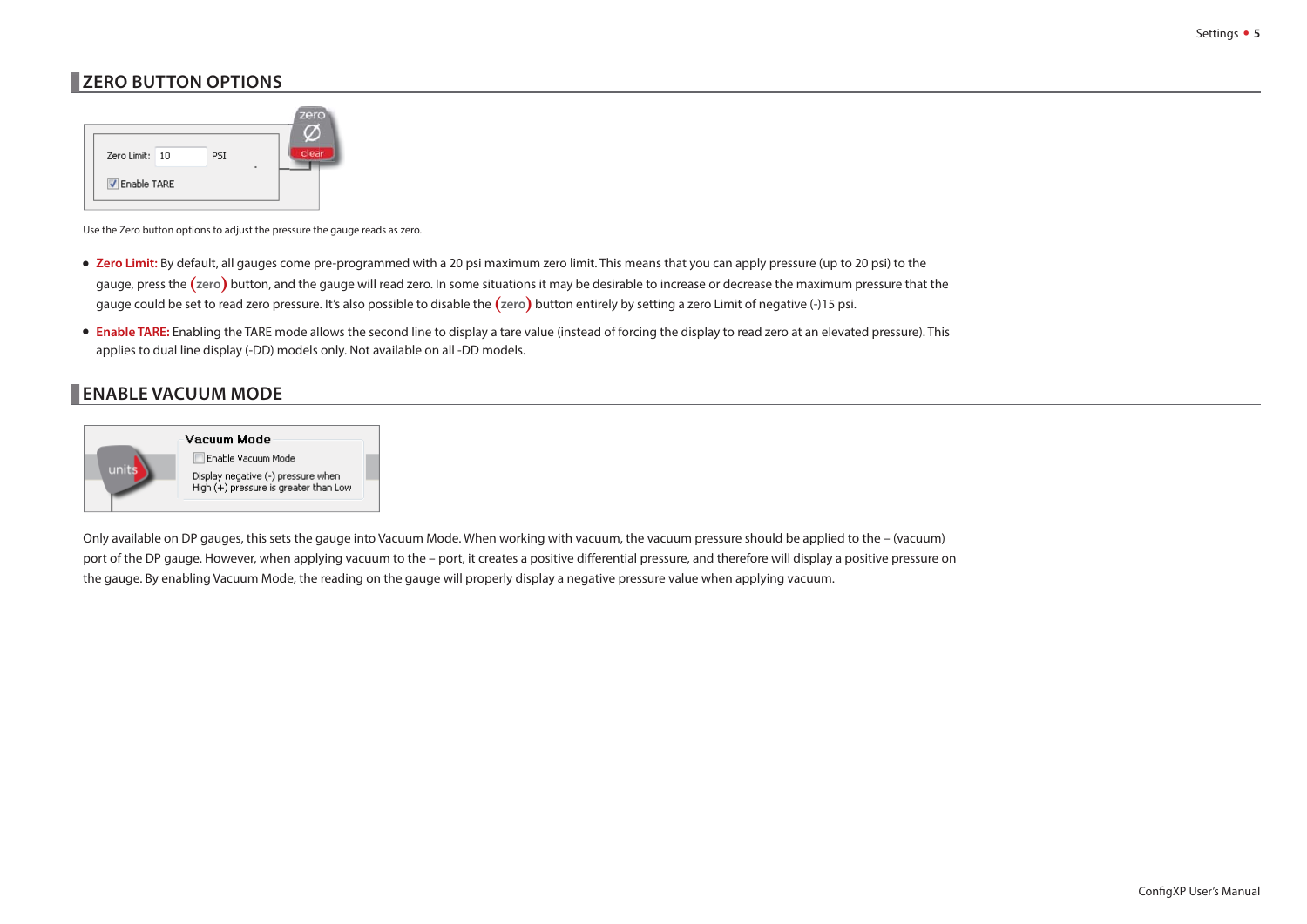## ZERO BUTTON OPTIONS

Use the Zero button options to adjust the pressure the gauge reads as zero.

- **Zero Limit:** By default, all gauges come pre-programmed with a 20 psi maximum zero limit. This means that you can apply pressure (up to 20 psi) to the gauge, press the (zero) button, and the gauge will read zero. In some situations it may be desirable to increase or decrease the maximum pressure that the gauge could be set to read zero pressure. It's also possible to disable the (zero) button entirely by setting a zero Limit of negative (-)15 psi.
- **Enable TARE:** Enabling the TARE mode allows the second line to display a tare value (instead of forcing the display to read zero at an elevated pressure). This applies to dual line display (-DD) models only. Not available on all -DD models.

## ENABLE VACUUM MODE

Only available on DP gauges, this sets the gauge into Vacuum Mode. When working with vacuum, the vacuum pressure should be applied to the – (vacuum) port of the DP gauge. However, when applying vacuum to the – port, it creates a positive differential pressure, and therefore will display a positive pressure on the gauge. By enabling Vacuum Mode, the reading on the gauge will properly display a negative pressure value when applying vacuum.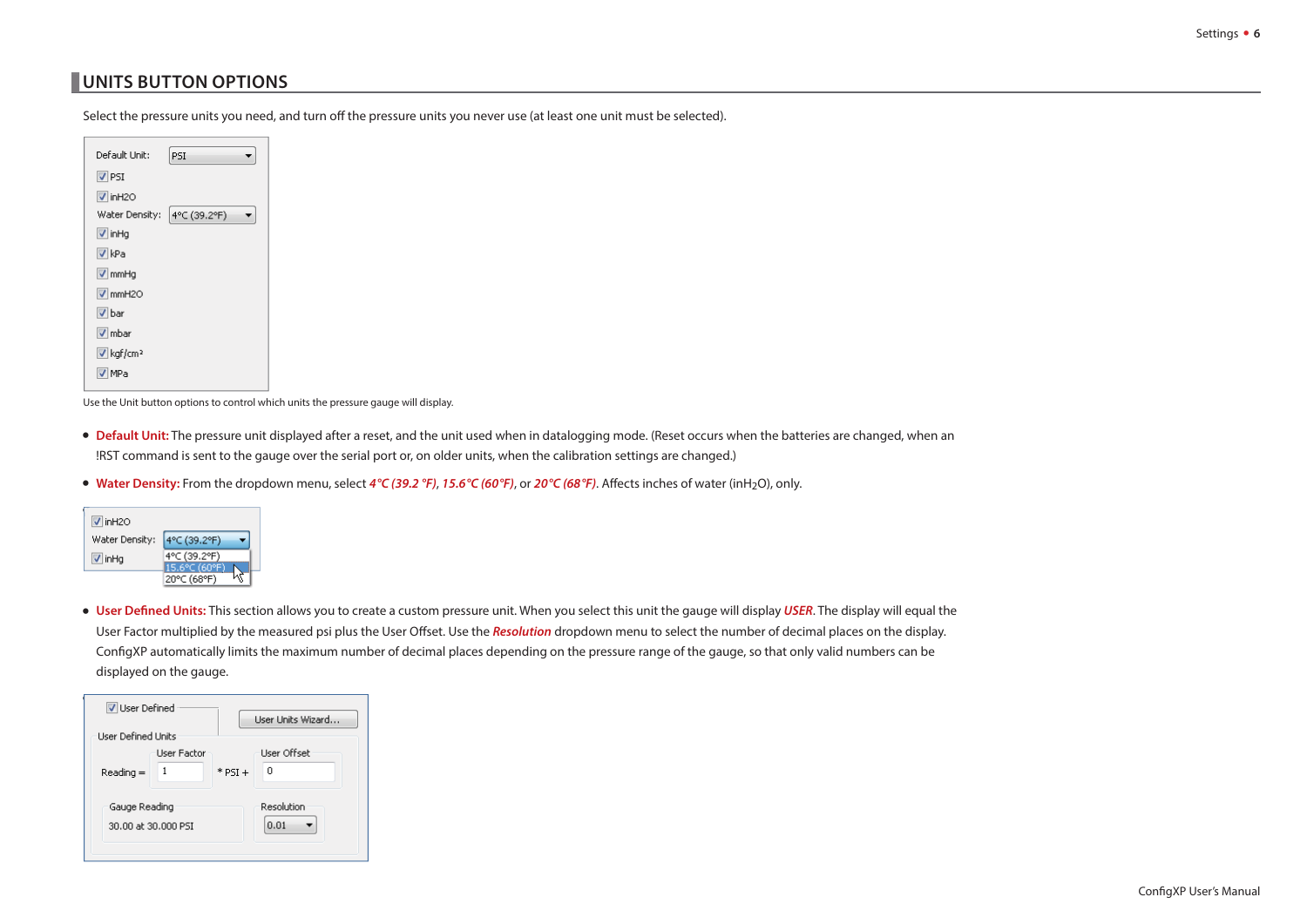## UNITS BUTTON OPTIONS

Select the pressure units you need, and turn off the pressure units you never use (at least one unit must be selected).

Use the Unit button options to control which units the pressure gauge will display.

- **Default Unit:** The pressure unit displayed after a reset, and the unit used when in datalogging mode. (Reset occurs when the batteries are changed, when an !RST command is sent to the gauge over the serial port or, on older units, when the calibration settings are changed.)
- **Water Density:** From the dropdown menu, select ***4°C (39.2 °F)***, ***15.6°C (60°F)***, or ***20°C (68°F)***. Affects inches of water (in$H_2O$), only.
- **User Defined Units:** This section allows you to create a custom pressure unit. When you select this unit the gauge will display ***USER***. The display will equal the User Factor multiplied by the measured psi plus the User Offset. Use the ***Resolution*** dropdown menu to select the number of decimal places on the display. ConfigXP automatically limits the maximum number of decimal places depending on the pressure range of the gauge, so that only valid numbers can be displayed on the gauge.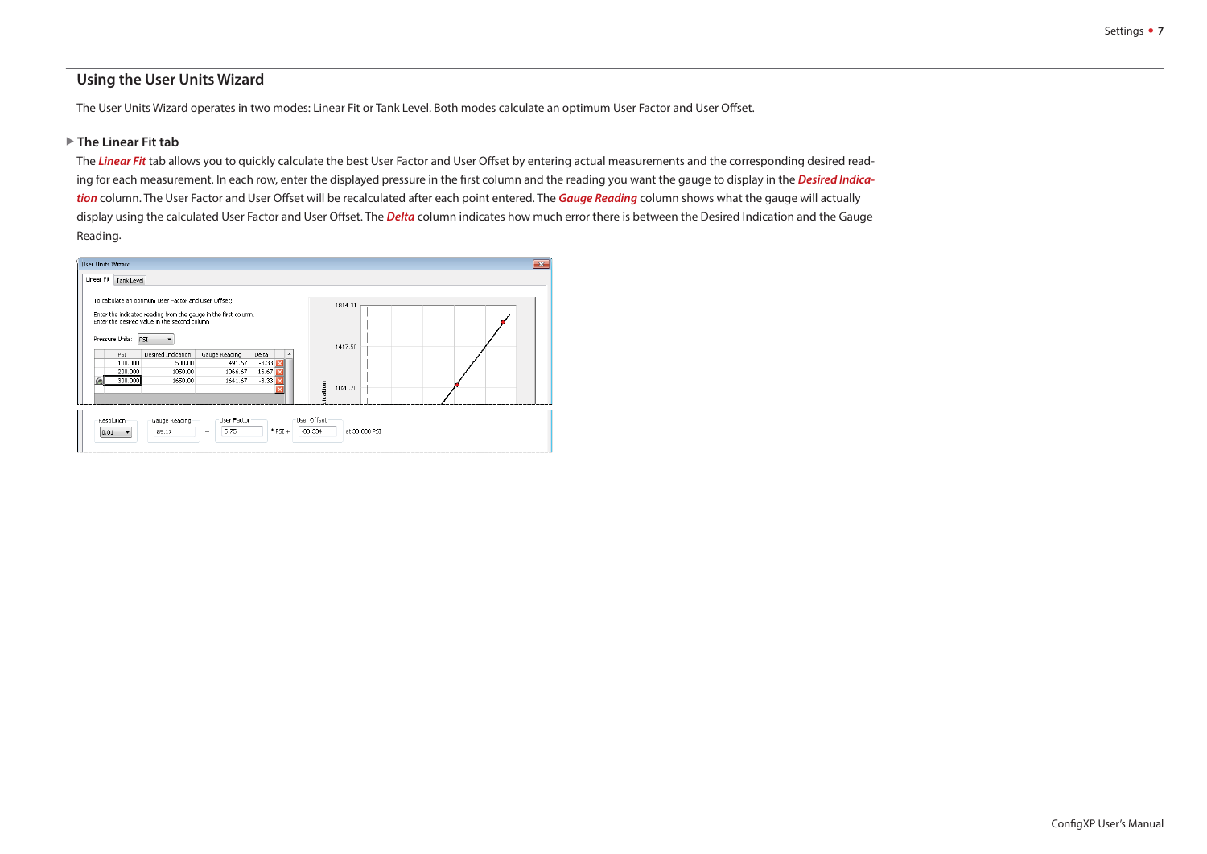## Using the User Units Wizard

The User Units Wizard operates in two modes: Linear Fit or Tank Level. Both modes calculate an optimum User Factor and User Offset.

### ▶ The Linear Fit tab

The ***Linear Fit*** tab allows you to quickly calculate the best User Factor and User Offset by entering actual measurements and the corresponding desired reading for each measurement. In each row, enter the displayed pressure in the first column and the reading you want the gauge to display in the ***Desired Indication*** column. The User Factor and User Offset will be recalculated after each point entered. The ***Gauge Reading*** column shows what the gauge will actually display using the calculated User Factor and User Offset. The ***Delta*** column indicates how much error there is between the Desired Indication and the Gauge Reading.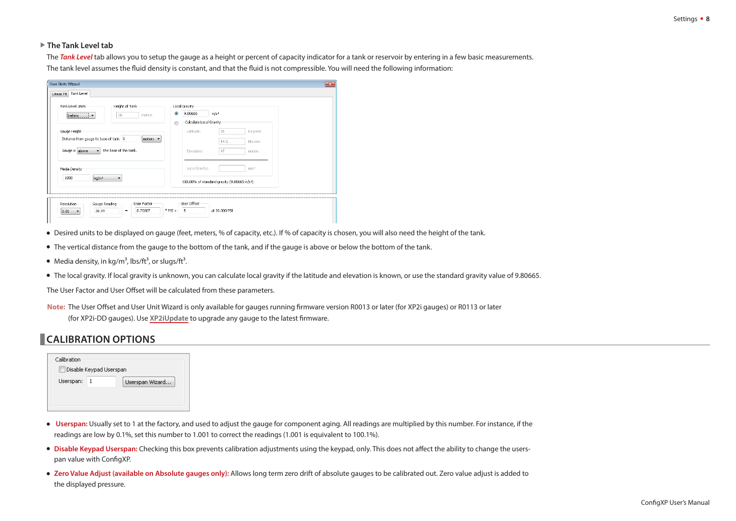### The Tank Level tab

The ***Tank Level*** tab allows you to setup the gauge as a height or percent of capacity indicator for a tank or reservoir by entering in a few basic measurements. The tank level assumes the fluid density is constant, and that the fluid is not compressible. You will need the following information:

- Desired units to be displayed on gauge (feet, meters, % of capacity, etc.). If % of capacity is chosen, you will also need the height of the tank.
- The vertical distance from the gauge to the bottom of the tank, and if the gauge is above or below the bottom of the tank.
- Media density, in kg/m$^3$, lbs/ft$^3$, or slugs/ft$^3$.
- The local gravity. If local gravity is unknown, you can calculate local gravity if the latitude and elevation is known, or use the standard gravity value of 9.80665.

The User Factor and User Offset will be calculated from these parameters.

**Note:** The User Offset and User Unit Wizard is only available for gauges running firmware version R0013 or later (for XP2i gauges) or R0113 or later (for XP2i-DD gauges). Use XP2iUpdate to upgrade any gauge to the latest firmware.

## CALIBRATION OPTIONS

- **Userspan:** Usually set to 1 at the factory, and used to adjust the gauge for component aging. All readings are multiplied by this number. For instance, if the readings are low by 0.1%, set this number to 1.001 to correct the readings (1.001 is equivalent to 100.1%).
- **Disable Keypad Userspan:** Checking this box prevents calibration adjustments using the keypad, only. This does not affect the ability to change the users-pan value with ConfigXP.
- **Zero Value Adjust (available on Absolute gauges only):** Allows long term zero drift of absolute gauges to be calibrated out. Zero value adjust is added to the displayed pressure.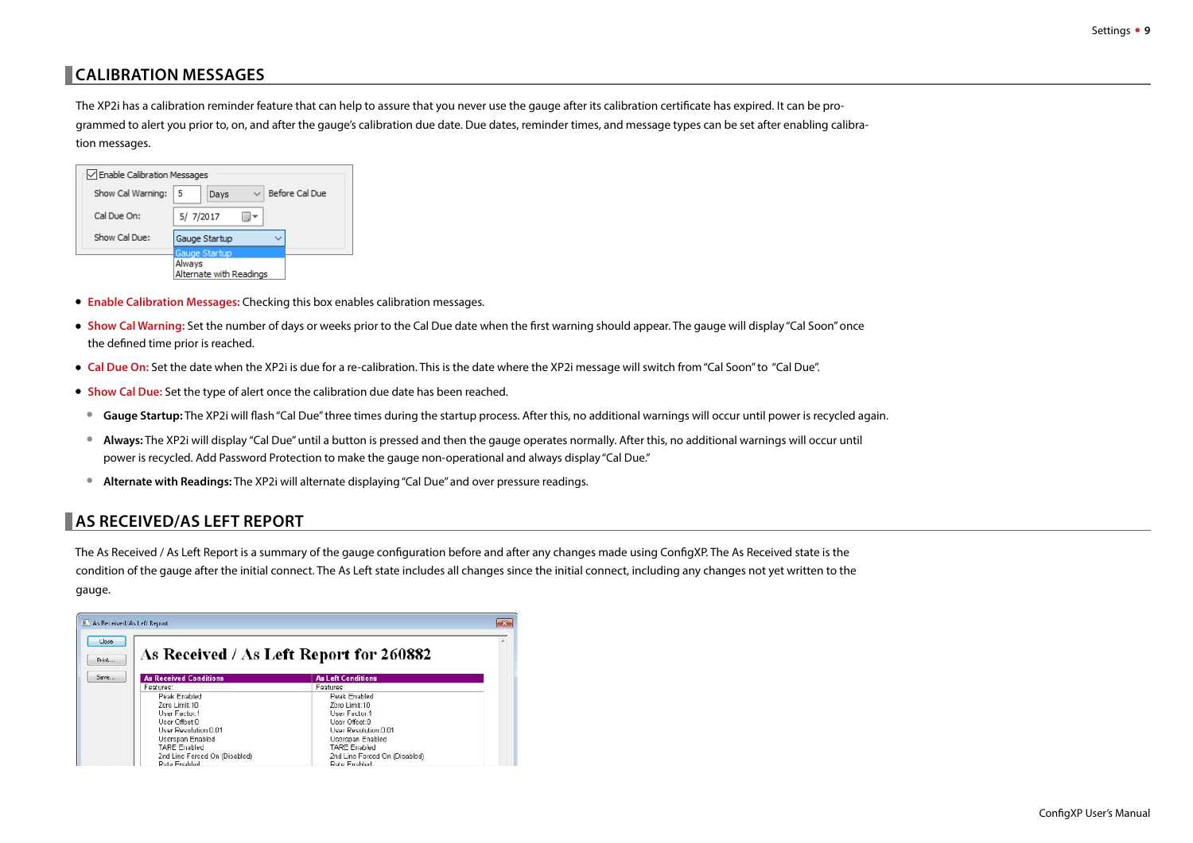## CALIBRATION MESSAGES

The XP2i has a calibration reminder feature that can help to assure that you never use the gauge after its calibration certificate has expired. It can be programmed to alert you prior to, on, and after the gauge's calibration due date. Due dates, reminder times, and message types can be set after enabling calibration messages.

- **Enable Calibration Messages:** Checking this box enables calibration messages.
- **Show Cal Warning:** Set the number of days or weeks prior to the Cal Due date when the first warning should appear. The gauge will display "Cal Soon" once the defined time prior is reached.
- **Cal Due On:** Set the date when the XP2i is due for a re-calibration. This is the date where the XP2i message will switch from "Cal Soon" to "Cal Due".
- **Show Cal Due:** Set the type of alert once the calibration due date has been reached.
  - **Gauge Startup:** The XP2i will flash "Cal Due" three times during the startup process. After this, no additional warnings will occur until power is recycled again.
  - **Always:** The XP2i will display "Cal Due" until a button is pressed and then the gauge operates normally. After this, no additional warnings will occur until power is recycled. Add Password Protection to make the gauge non-operational and always display "Cal Due."
  - **Alternate with Readings:** The XP2i will alternate displaying "Cal Due" and over pressure readings.

## AS RECEIVED/AS LEFT REPORT

The As Received / As Left Report is a summary of the gauge configuration before and after any changes made using ConfigXP. The As Received state is the condition of the gauge after the initial connect. The As Left state includes all changes since the initial connect, including any changes not yet written to the gauge.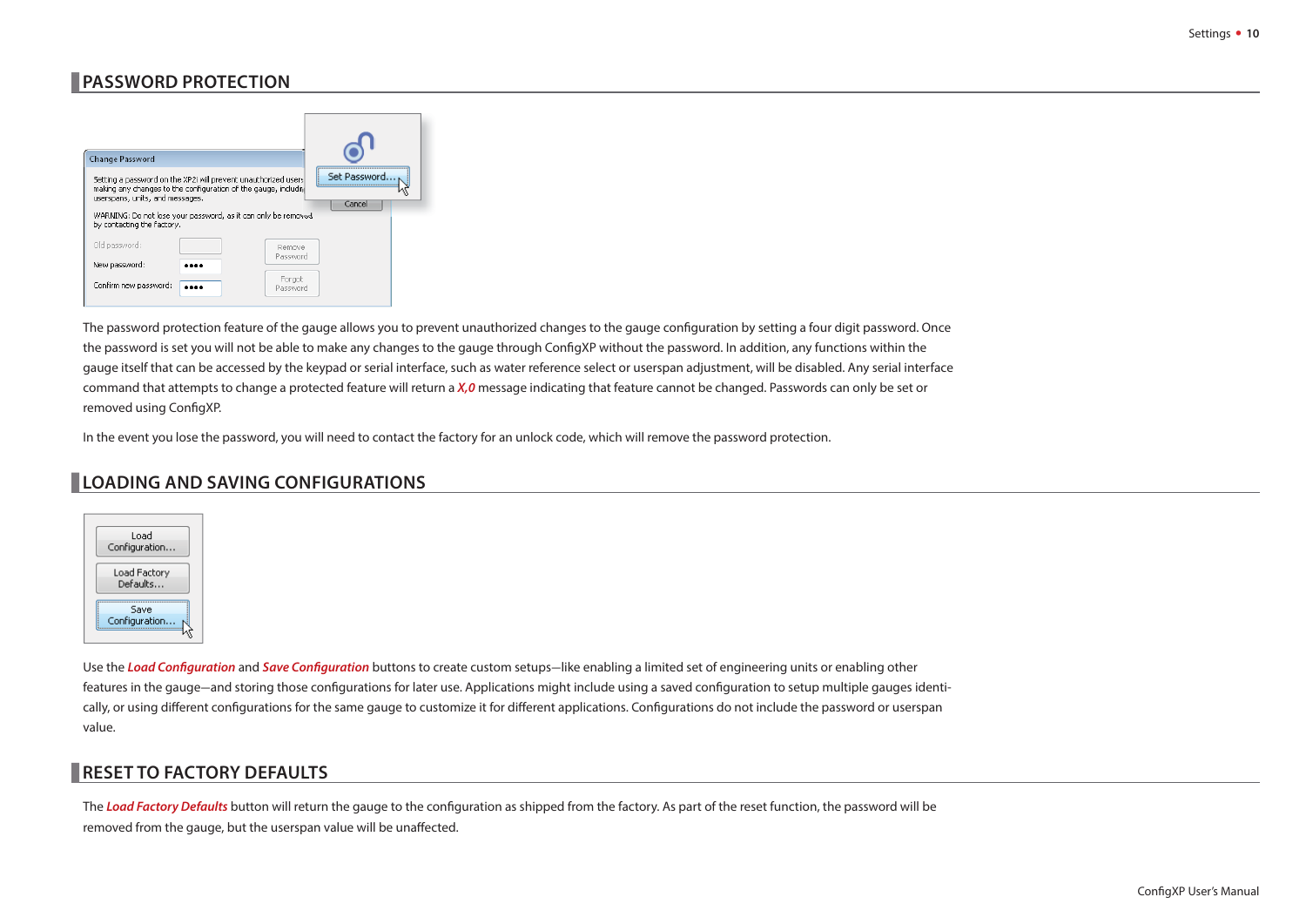## PASSWORD PROTECTION

The password protection feature of the gauge allows you to prevent unauthorized changes to the gauge configuration by setting a four digit password. Once the password is set you will not be able to make any changes to the gauge through ConfigXP without the password. In addition, any functions within the gauge itself that can be accessed by the keypad or serial interface, such as water reference select or userspan adjustment, will be disabled. Any serial interface command that attempts to change a protected feature will return a ***X,0*** message indicating that feature cannot be changed. Passwords can only be set or removed using ConfigXP.

In the event you lose the password, you will need to contact the factory for an unlock code, which will remove the password protection.

## LOADING AND SAVING CONFIGURATIONS

Use the ***Load Configuration*** and ***Save Configuration*** buttons to create custom setups—like enabling a limited set of engineering units or enabling other features in the gauge—and storing those configurations for later use. Applications might include using a saved configuration to setup multiple gauges identically, or using different configurations for the same gauge to customize it for different applications. Configurations do not include the password or userspan value.

## RESET TO FACTORY DEFAULTS

The ***Load Factory Defaults*** button will return the gauge to the configuration as shipped from the factory. As part of the reset function, the password will be removed from the gauge, but the userspan value will be unaffected.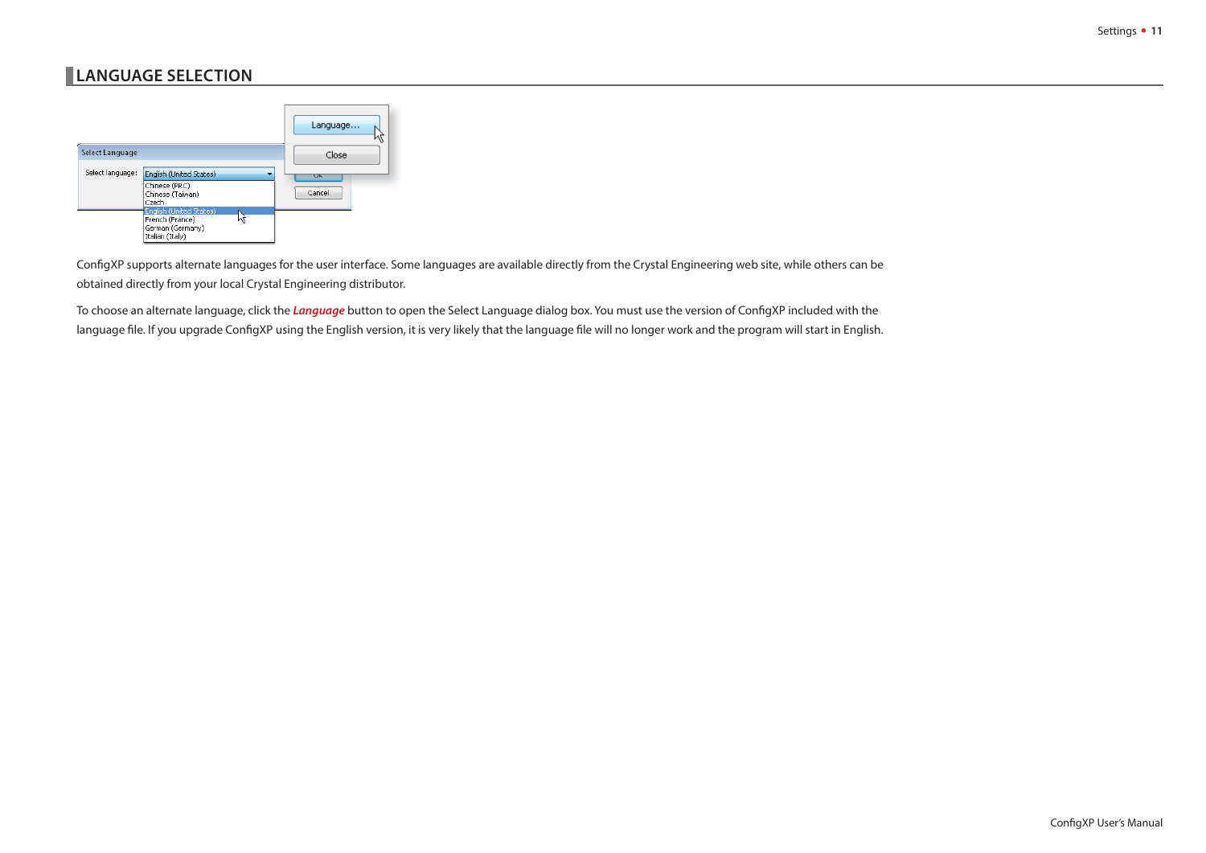## LANGUAGE SELECTION

ConfigXP supports alternate languages for the user interface. Some languages are available directly from the Crystal Engineering web site, while others can be obtained directly from your local Crystal Engineering distributor.

To choose an alternate language, click the ***Language*** button to open the Select Language dialog box. You must use the version of ConfigXP included with the language file. If you upgrade ConfigXP using the English version, it is very likely that the language file will no longer work and the program will start in English.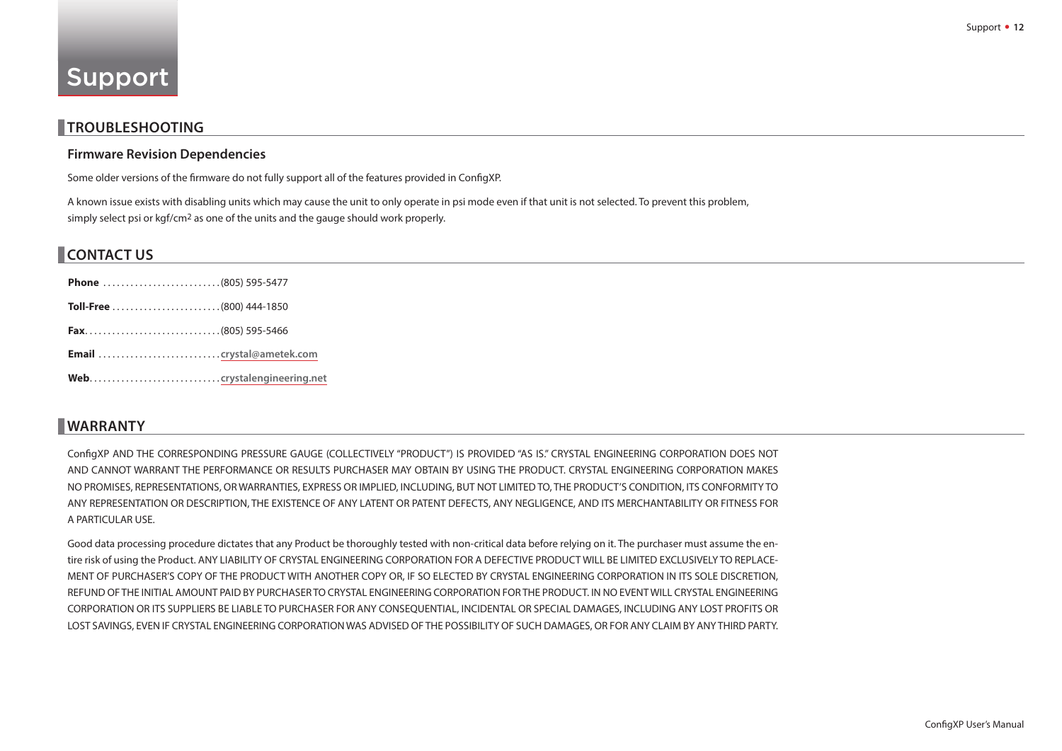# Support

## TROUBLESHOOTING

### Firmware Revision Dependencies

Some older versions of the firmware do not fully support all of the features provided in ConfigXP.

A known issue exists with disabling units which may cause the unit to only operate in psi mode even if that unit is not selected. To prevent this problem, simply select psi or kgf/cm2 as one of the units and the gauge should work properly.

## CONTACT US

**Phone** .......................... (805) 595-5477

**Toll-Free** ........................ (800) 444-1850

**Fax**.............................. (805) 595-5466

**Email** ........................... **crystal@ametek.com**

**Web**............................. **crystalengineering.net**

## WARRANTY

ConfigXP AND THE CORRESPONDING PRESSURE GAUGE (COLLECTIVELY "PRODUCT") IS PROVIDED "AS IS." CRYSTAL ENGINEERING CORPORATION DOES NOT AND CANNOT WARRANT THE PERFORMANCE OR RESULTS PURCHASER MAY OBTAIN BY USING THE PRODUCT. CRYSTAL ENGINEERING CORPORATION MAKES NO PROMISES, REPRESENTATIONS, OR WARRANTIES, EXPRESS OR IMPLIED, INCLUDING, BUT NOT LIMITED TO, THE PRODUCT'S CONDITION, ITS CONFORMITY TO ANY REPRESENTATION OR DESCRIPTION, THE EXISTENCE OF ANY LATENT OR PATENT DEFECTS, ANY NEGLIGENCE, AND ITS MERCHANTABILITY OR FITNESS FOR A PARTICULAR USE.

Good data processing procedure dictates that any Product be thoroughly tested with non-critical data before relying on it. The purchaser must assume the entire risk of using the Product. ANY LIABILITY OF CRYSTAL ENGINEERING CORPORATION FOR A DEFECTIVE PRODUCT WILL BE LIMITED EXCLUSIVELY TO REPLACEMENT OF PURCHASER'S COPY OF THE PRODUCT WITH ANOTHER COPY OR, IF SO ELECTED BY CRYSTAL ENGINEERING CORPORATION IN ITS SOLE DISCRETION, REFUND OF THE INITIAL AMOUNT PAID BY PURCHASER TO CRYSTAL ENGINEERING CORPORATION FOR THE PRODUCT. IN NO EVENT WILL CRYSTAL ENGINEERING CORPORATION OR ITS SUPPLIERS BE LIABLE TO PURCHASER FOR ANY CONSEQUENTIAL, INCIDENTAL OR SPECIAL DAMAGES, INCLUDING ANY LOST PROFITS OR LOST SAVINGS, EVEN IF CRYSTAL ENGINEERING CORPORATION WAS ADVISED OF THE POSSIBILITY OF SUCH DAMAGES, OR FOR ANY CLAIM BY ANY THIRD PARTY.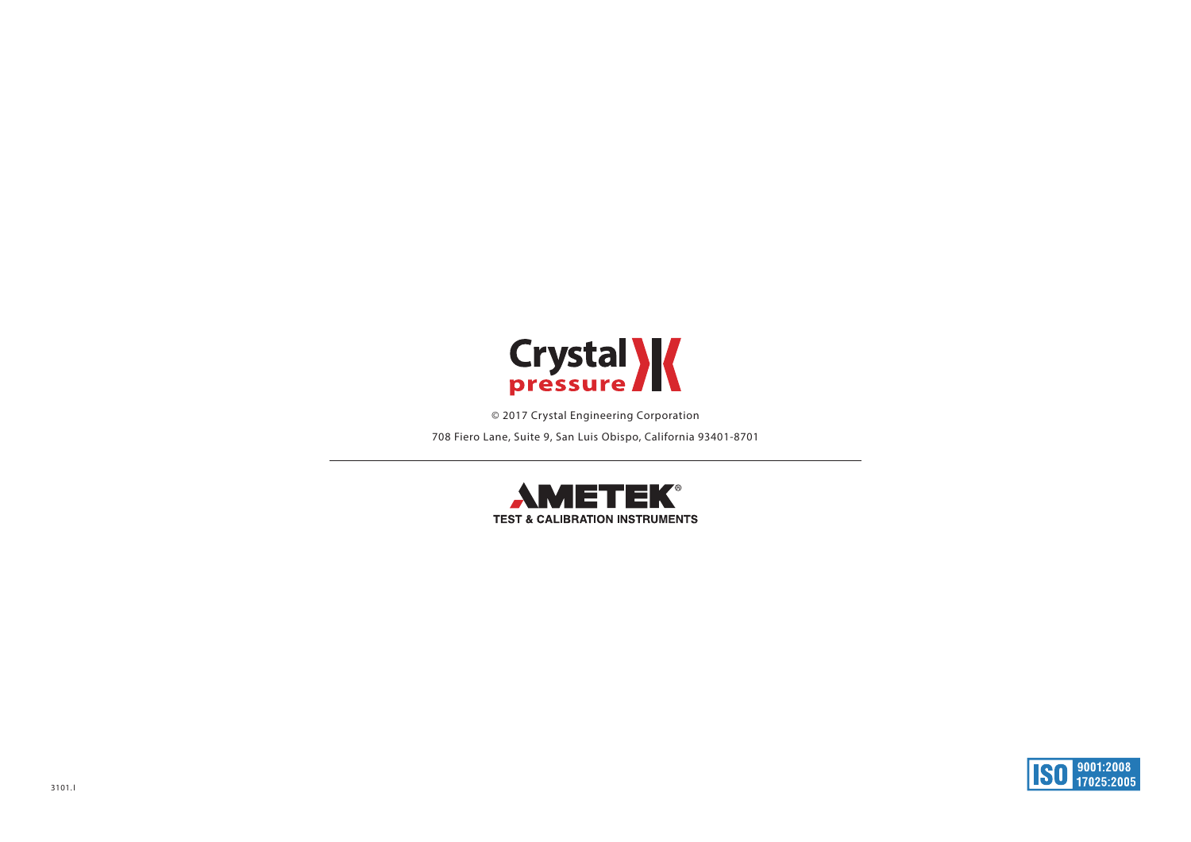Crystal pressure

© 2017 Crystal Engineering Corporation

708 Fiero Lane, Suite 9, San Luis Obispo, California 93401-8701

---

AMETEK®

TEST & CALIBRATION INSTRUMENTS

3101.I

ISO 9001:2008 17025:2005